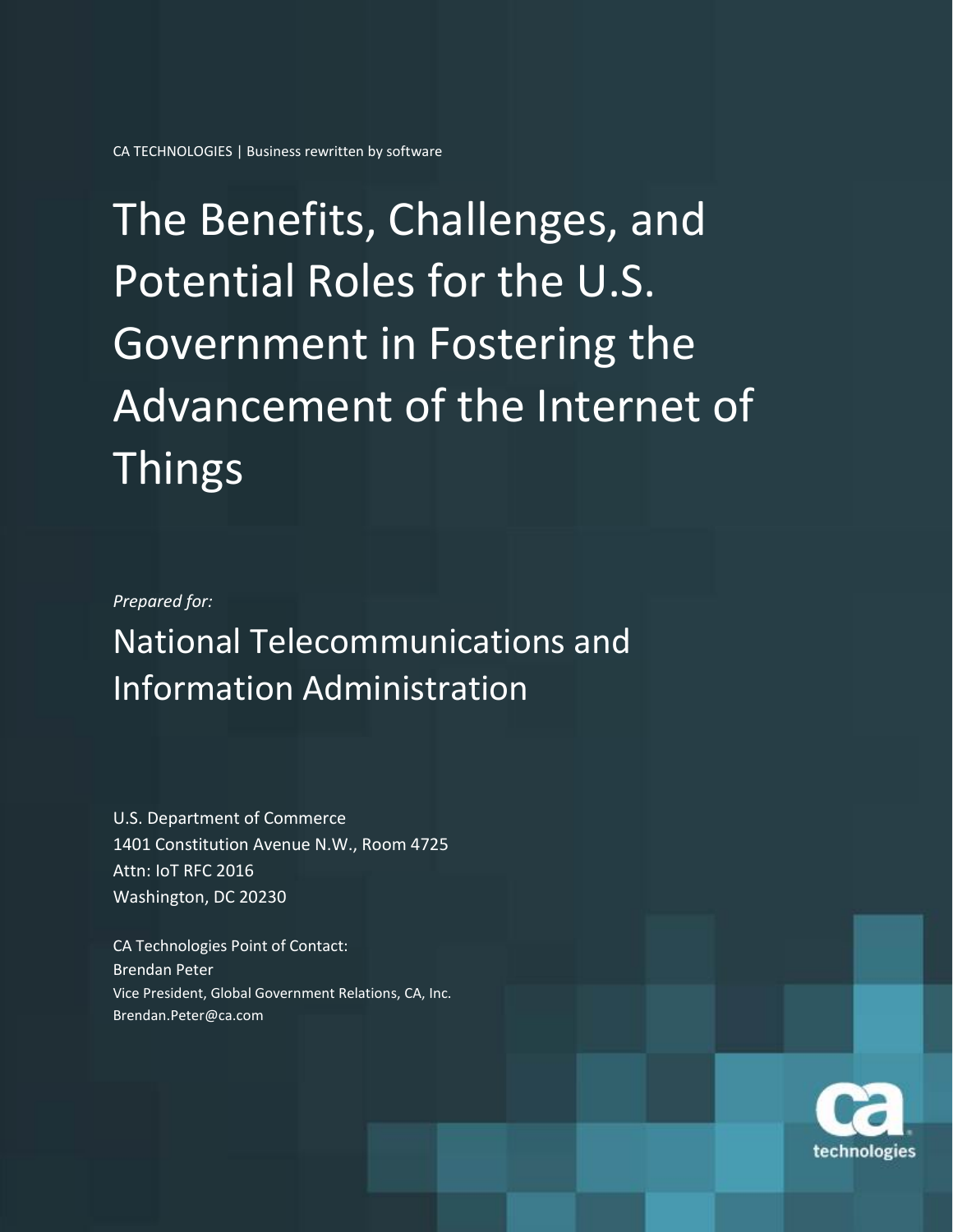CA TECHNOLOGIES | Business rewritten by software

# The Benefits, Challenges, and Potential Roles for the U.S. Government in Fostering the Advancement of the Internet of Things

*Prepared for:*

## National Telecommunications and Information Administration

U.S. Department of Commerce
1401 Constitution Avenue N.W., Room 4725
Attn: IoT RFC 2016
Washington, DC 20230

CA Technologies Point of Contact:
Brendan Peter
Vice President, Global Government Relations, CA, Inc.
Brendan.Peter@ca.com

ca technologies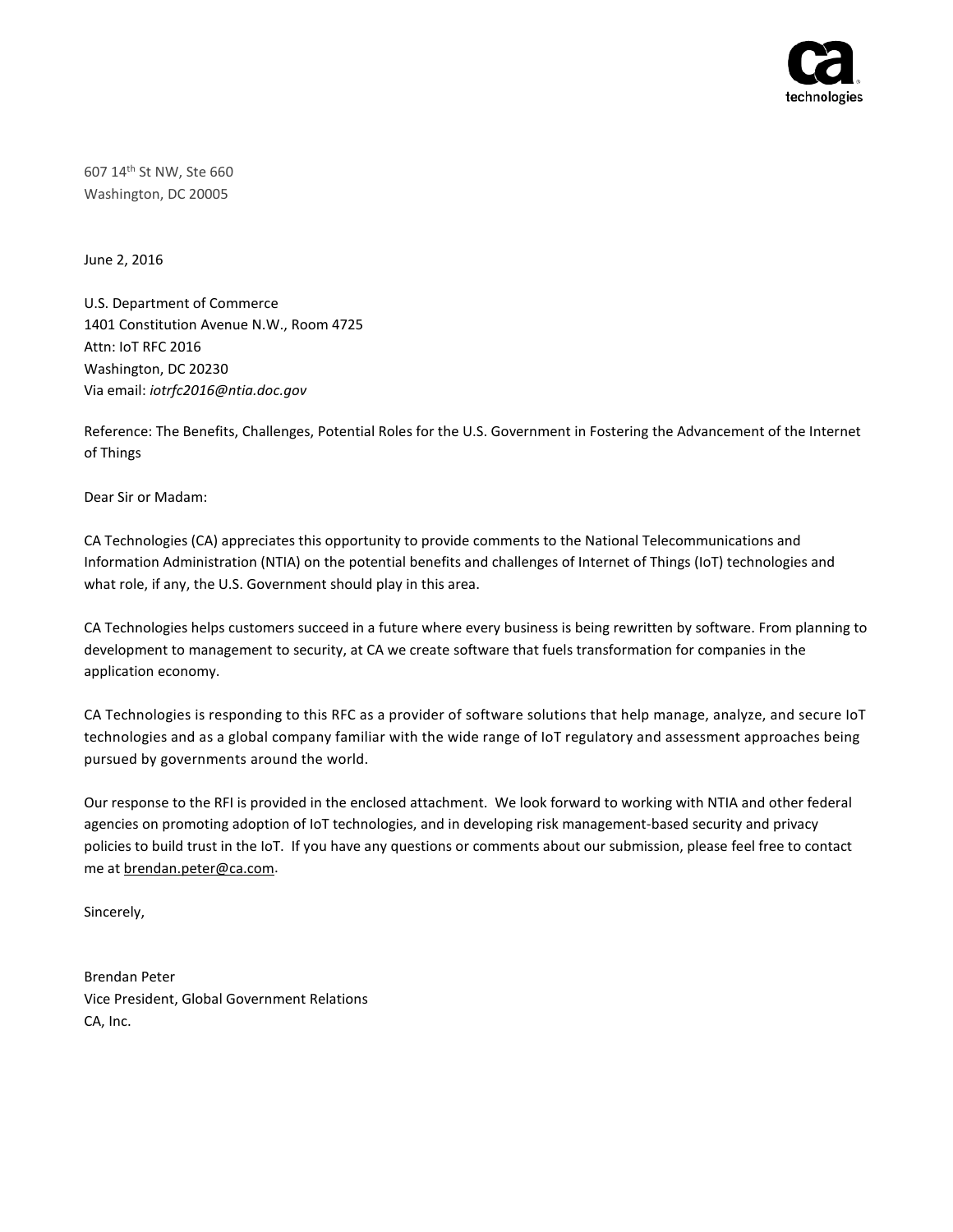607 14th St NW, Ste 660
Washington, DC 20005

June 2, 2016

U.S. Department of Commerce
1401 Constitution Avenue N.W., Room 4725
Attn: IoT RFC 2016
Washington, DC 20230
Via email: *iotrfc2016@ntia.doc.gov*

Reference: The Benefits, Challenges, Potential Roles for the U.S. Government in Fostering the Advancement of the Internet of Things

Dear Sir or Madam:

CA Technologies (CA) appreciates this opportunity to provide comments to the National Telecommunications and Information Administration (NTIA) on the potential benefits and challenges of Internet of Things (IoT) technologies and what role, if any, the U.S. Government should play in this area.

CA Technologies helps customers succeed in a future where every business is being rewritten by software. From planning to development to management to security, at CA we create software that fuels transformation for companies in the application economy.

CA Technologies is responding to this RFC as a provider of software solutions that help manage, analyze, and secure IoT technologies and as a global company familiar with the wide range of IoT regulatory and assessment approaches being pursued by governments around the world.

Our response to the RFI is provided in the enclosed attachment. We look forward to working with NTIA and other federal agencies on promoting adoption of IoT technologies, and in developing risk management-based security and privacy policies to build trust in the IoT. If you have any questions or comments about our submission, please feel free to contact me at brendan.peter@ca.com.

Sincerely,

Brendan Peter
Vice President, Global Government Relations
CA, Inc.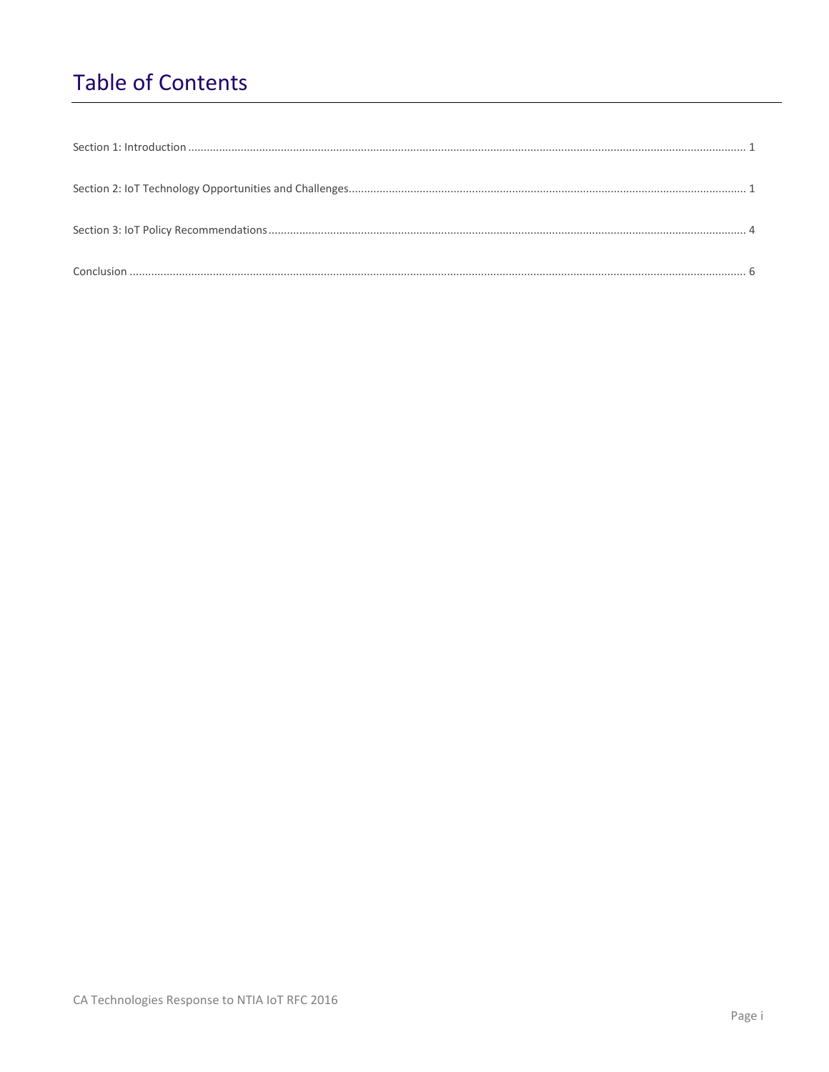# Table of Contents

Section 1: Introduction .......... 1

Section 2: IoT Technology Opportunities and Challenges .......... 1

Section 3: IoT Policy Recommendations .......... 4

Conclusion .......... 6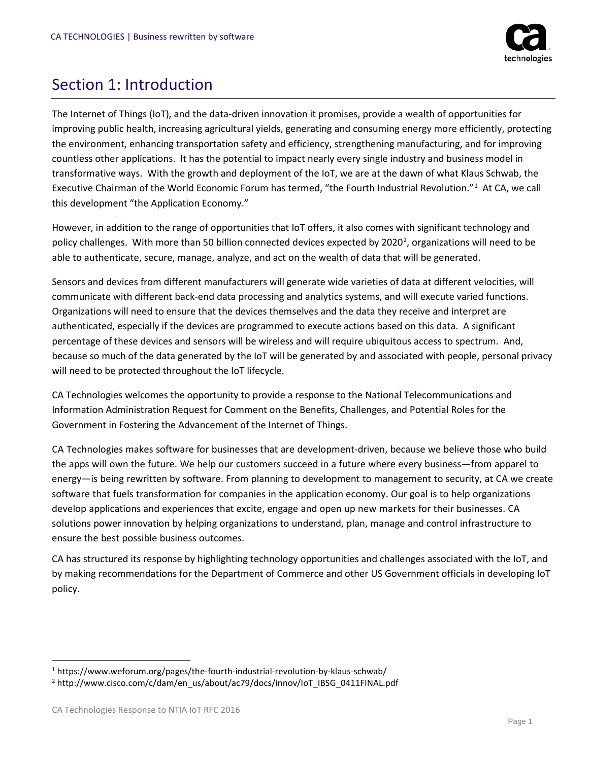# Section 1: Introduction

The Internet of Things (IoT), and the data-driven innovation it promises, provide a wealth of opportunities for improving public health, increasing agricultural yields, generating and consuming energy more efficiently, protecting the environment, enhancing transportation safety and efficiency, strengthening manufacturing, and for improving countless other applications. It has the potential to impact nearly every single industry and business model in transformative ways. With the growth and deployment of the IoT, we are at the dawn of what Klaus Schwab, the Executive Chairman of the World Economic Forum has termed, "the Fourth Industrial Revolution."[1] At CA, we call this development "the Application Economy."

However, in addition to the range of opportunities that IoT offers, it also comes with significant technology and policy challenges. With more than 50 billion connected devices expected by 2020[2], organizations will need to be able to authenticate, secure, manage, analyze, and act on the wealth of data that will be generated.

Sensors and devices from different manufacturers will generate wide varieties of data at different velocities, will communicate with different back-end data processing and analytics systems, and will execute varied functions. Organizations will need to ensure that the devices themselves and the data they receive and interpret are authenticated, especially if the devices are programmed to execute actions based on this data. A significant percentage of these devices and sensors will be wireless and will require ubiquitous access to spectrum. And, because so much of the data generated by the IoT will be generated by and associated with people, personal privacy will need to be protected throughout the IoT lifecycle.

CA Technologies welcomes the opportunity to provide a response to the National Telecommunications and Information Administration Request for Comment on the Benefits, Challenges, and Potential Roles for the Government in Fostering the Advancement of the Internet of Things.

CA Technologies makes software for businesses that are development-driven, because we believe those who build the apps will own the future. We help our customers succeed in a future where every business—from apparel to energy—is being rewritten by software. From planning to development to management to security, at CA we create software that fuels transformation for companies in the application economy. Our goal is to help organizations develop applications and experiences that excite, engage and open up new markets for their businesses. CA solutions power innovation by helping organizations to understand, plan, manage and control infrastructure to ensure the best possible business outcomes.

CA has structured its response by highlighting technology opportunities and challenges associated with the IoT, and by making recommendations for the Department of Commerce and other US Government officials in developing IoT policy.

[1] https://www.weforum.org/pages/the-fourth-industrial-revolution-by-klaus-schwab/

[2] http://www.cisco.com/c/dam/en_us/about/ac79/docs/innov/IoT_IBSG_0411FINAL.pdf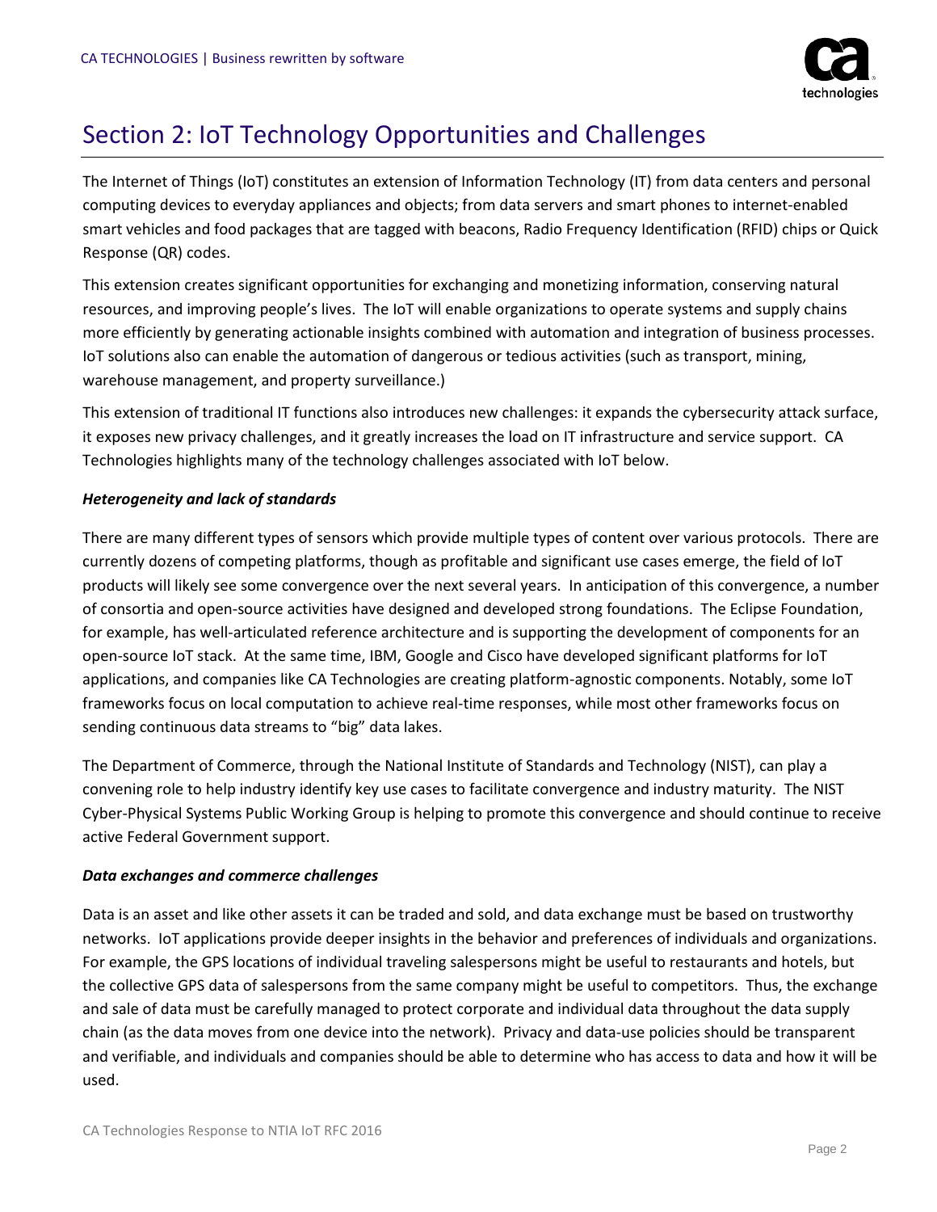## Section 2: IoT Technology Opportunities and Challenges

The Internet of Things (IoT) constitutes an extension of Information Technology (IT) from data centers and personal computing devices to everyday appliances and objects; from data servers and smart phones to internet-enabled smart vehicles and food packages that are tagged with beacons, Radio Frequency Identification (RFID) chips or Quick Response (QR) codes.

This extension creates significant opportunities for exchanging and monetizing information, conserving natural resources, and improving people's lives. The IoT will enable organizations to operate systems and supply chains more efficiently by generating actionable insights combined with automation and integration of business processes. IoT solutions also can enable the automation of dangerous or tedious activities (such as transport, mining, warehouse management, and property surveillance.)

This extension of traditional IT functions also introduces new challenges: it expands the cybersecurity attack surface, it exposes new privacy challenges, and it greatly increases the load on IT infrastructure and service support. CA Technologies highlights many of the technology challenges associated with IoT below.

***Heterogeneity and lack of standards***

There are many different types of sensors which provide multiple types of content over various protocols. There are currently dozens of competing platforms, though as profitable and significant use cases emerge, the field of IoT products will likely see some convergence over the next several years. In anticipation of this convergence, a number of consortia and open-source activities have designed and developed strong foundations. The Eclipse Foundation, for example, has well-articulated reference architecture and is supporting the development of components for an open-source IoT stack. At the same time, IBM, Google and Cisco have developed significant platforms for IoT applications, and companies like CA Technologies are creating platform-agnostic components. Notably, some IoT frameworks focus on local computation to achieve real-time responses, while most other frameworks focus on sending continuous data streams to "big" data lakes.

The Department of Commerce, through the National Institute of Standards and Technology (NIST), can play a convening role to help industry identify key use cases to facilitate convergence and industry maturity. The NIST Cyber-Physical Systems Public Working Group is helping to promote this convergence and should continue to receive active Federal Government support.

***Data exchanges and commerce challenges***

Data is an asset and like other assets it can be traded and sold, and data exchange must be based on trustworthy networks. IoT applications provide deeper insights in the behavior and preferences of individuals and organizations. For example, the GPS locations of individual traveling salespersons might be useful to restaurants and hotels, but the collective GPS data of salespersons from the same company might be useful to competitors. Thus, the exchange and sale of data must be carefully managed to protect corporate and individual data throughout the data supply chain (as the data moves from one device into the network). Privacy and data-use policies should be transparent and verifiable, and individuals and companies should be able to determine who has access to data and how it will be used.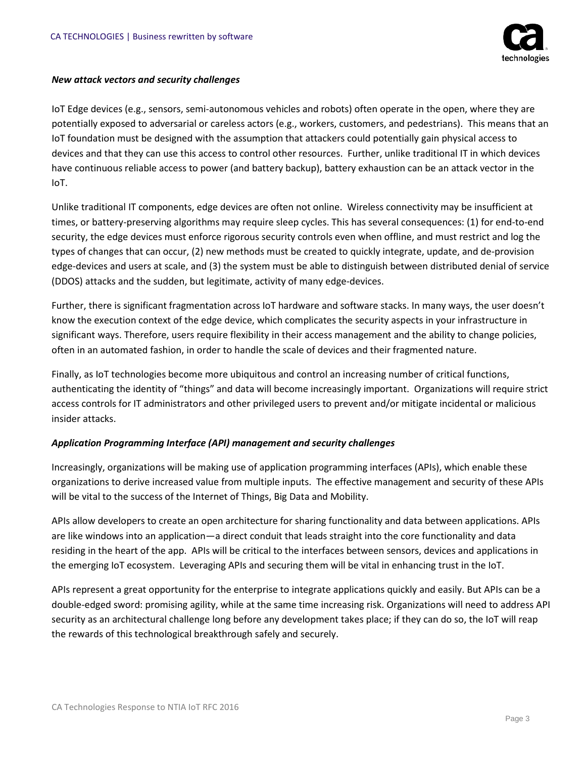***New attack vectors and security challenges***

IoT Edge devices (e.g., sensors, semi-autonomous vehicles and robots) often operate in the open, where they are potentially exposed to adversarial or careless actors (e.g., workers, customers, and pedestrians). This means that an IoT foundation must be designed with the assumption that attackers could potentially gain physical access to devices and that they can use this access to control other resources. Further, unlike traditional IT in which devices have continuous reliable access to power (and battery backup), battery exhaustion can be an attack vector in the IoT.

Unlike traditional IT components, edge devices are often not online. Wireless connectivity may be insufficient at times, or battery-preserving algorithms may require sleep cycles. This has several consequences: (1) for end-to-end security, the edge devices must enforce rigorous security controls even when offline, and must restrict and log the types of changes that can occur, (2) new methods must be created to quickly integrate, update, and de-provision edge-devices and users at scale, and (3) the system must be able to distinguish between distributed denial of service (DDOS) attacks and the sudden, but legitimate, activity of many edge-devices.

Further, there is significant fragmentation across IoT hardware and software stacks. In many ways, the user doesn't know the execution context of the edge device, which complicates the security aspects in your infrastructure in significant ways. Therefore, users require flexibility in their access management and the ability to change policies, often in an automated fashion, in order to handle the scale of devices and their fragmented nature.

Finally, as IoT technologies become more ubiquitous and control an increasing number of critical functions, authenticating the identity of "things" and data will become increasingly important. Organizations will require strict access controls for IT administrators and other privileged users to prevent and/or mitigate incidental or malicious insider attacks.

***Application Programming Interface (API) management and security challenges***

Increasingly, organizations will be making use of application programming interfaces (APIs), which enable these organizations to derive increased value from multiple inputs. The effective management and security of these APIs will be vital to the success of the Internet of Things, Big Data and Mobility.

APIs allow developers to create an open architecture for sharing functionality and data between applications. APIs are like windows into an application—a direct conduit that leads straight into the core functionality and data residing in the heart of the app. APIs will be critical to the interfaces between sensors, devices and applications in the emerging IoT ecosystem. Leveraging APIs and securing them will be vital in enhancing trust in the IoT.

APIs represent a great opportunity for the enterprise to integrate applications quickly and easily. But APIs can be a double-edged sword: promising agility, while at the same time increasing risk. Organizations will need to address API security as an architectural challenge long before any development takes place; if they can do so, the IoT will reap the rewards of this technological breakthrough safely and securely.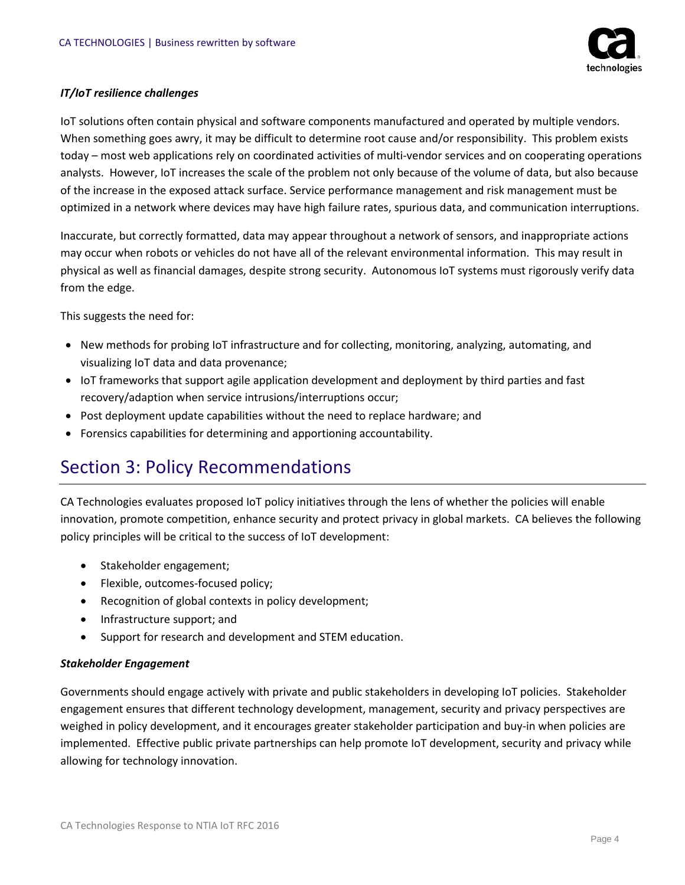***IT/IoT resilience challenges***

IoT solutions often contain physical and software components manufactured and operated by multiple vendors. When something goes awry, it may be difficult to determine root cause and/or responsibility. This problem exists today – most web applications rely on coordinated activities of multi-vendor services and on cooperating operations analysts. However, IoT increases the scale of the problem not only because of the volume of data, but also because of the increase in the exposed attack surface. Service performance management and risk management must be optimized in a network where devices may have high failure rates, spurious data, and communication interruptions.

Inaccurate, but correctly formatted, data may appear throughout a network of sensors, and inappropriate actions may occur when robots or vehicles do not have all of the relevant environmental information. This may result in physical as well as financial damages, despite strong security. Autonomous IoT systems must rigorously verify data from the edge.

This suggests the need for:

- New methods for probing IoT infrastructure and for collecting, monitoring, analyzing, automating, and visualizing IoT data and data provenance;
- IoT frameworks that support agile application development and deployment by third parties and fast recovery/adaption when service intrusions/interruptions occur;
- Post deployment update capabilities without the need to replace hardware; and
- Forensics capabilities for determining and apportioning accountability.

## Section 3: Policy Recommendations

CA Technologies evaluates proposed IoT policy initiatives through the lens of whether the policies will enable innovation, promote competition, enhance security and protect privacy in global markets. CA believes the following policy principles will be critical to the success of IoT development:

- Stakeholder engagement;
- Flexible, outcomes-focused policy;
- Recognition of global contexts in policy development;
- Infrastructure support; and
- Support for research and development and STEM education.

***Stakeholder Engagement***

Governments should engage actively with private and public stakeholders in developing IoT policies. Stakeholder engagement ensures that different technology development, management, security and privacy perspectives are weighed in policy development, and it encourages greater stakeholder participation and buy-in when policies are implemented. Effective public private partnerships can help promote IoT development, security and privacy while allowing for technology innovation.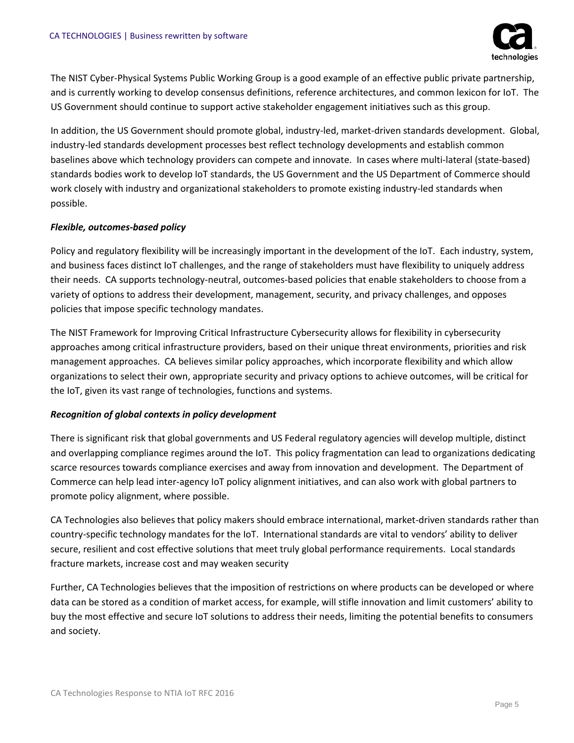The NIST Cyber-Physical Systems Public Working Group is a good example of an effective public private partnership, and is currently working to develop consensus definitions, reference architectures, and common lexicon for IoT. The US Government should continue to support active stakeholder engagement initiatives such as this group.

In addition, the US Government should promote global, industry-led, market-driven standards development. Global, industry-led standards development processes best reflect technology developments and establish common baselines above which technology providers can compete and innovate. In cases where multi-lateral (state-based) standards bodies work to develop IoT standards, the US Government and the US Department of Commerce should work closely with industry and organizational stakeholders to promote existing industry-led standards when possible.

***Flexible, outcomes-based policy***

Policy and regulatory flexibility will be increasingly important in the development of the IoT. Each industry, system, and business faces distinct IoT challenges, and the range of stakeholders must have flexibility to uniquely address their needs. CA supports technology-neutral, outcomes-based policies that enable stakeholders to choose from a variety of options to address their development, management, security, and privacy challenges, and opposes policies that impose specific technology mandates.

The NIST Framework for Improving Critical Infrastructure Cybersecurity allows for flexibility in cybersecurity approaches among critical infrastructure providers, based on their unique threat environments, priorities and risk management approaches. CA believes similar policy approaches, which incorporate flexibility and which allow organizations to select their own, appropriate security and privacy options to achieve outcomes, will be critical for the IoT, given its vast range of technologies, functions and systems.

***Recognition of global contexts in policy development***

There is significant risk that global governments and US Federal regulatory agencies will develop multiple, distinct and overlapping compliance regimes around the IoT. This policy fragmentation can lead to organizations dedicating scarce resources towards compliance exercises and away from innovation and development. The Department of Commerce can help lead inter-agency IoT policy alignment initiatives, and can also work with global partners to promote policy alignment, where possible.

CA Technologies also believes that policy makers should embrace international, market-driven standards rather than country-specific technology mandates for the IoT. International standards are vital to vendors' ability to deliver secure, resilient and cost effective solutions that meet truly global performance requirements. Local standards fracture markets, increase cost and may weaken security

Further, CA Technologies believes that the imposition of restrictions on where products can be developed or where data can be stored as a condition of market access, for example, will stifle innovation and limit customers' ability to buy the most effective and secure IoT solutions to address their needs, limiting the potential benefits to consumers and society.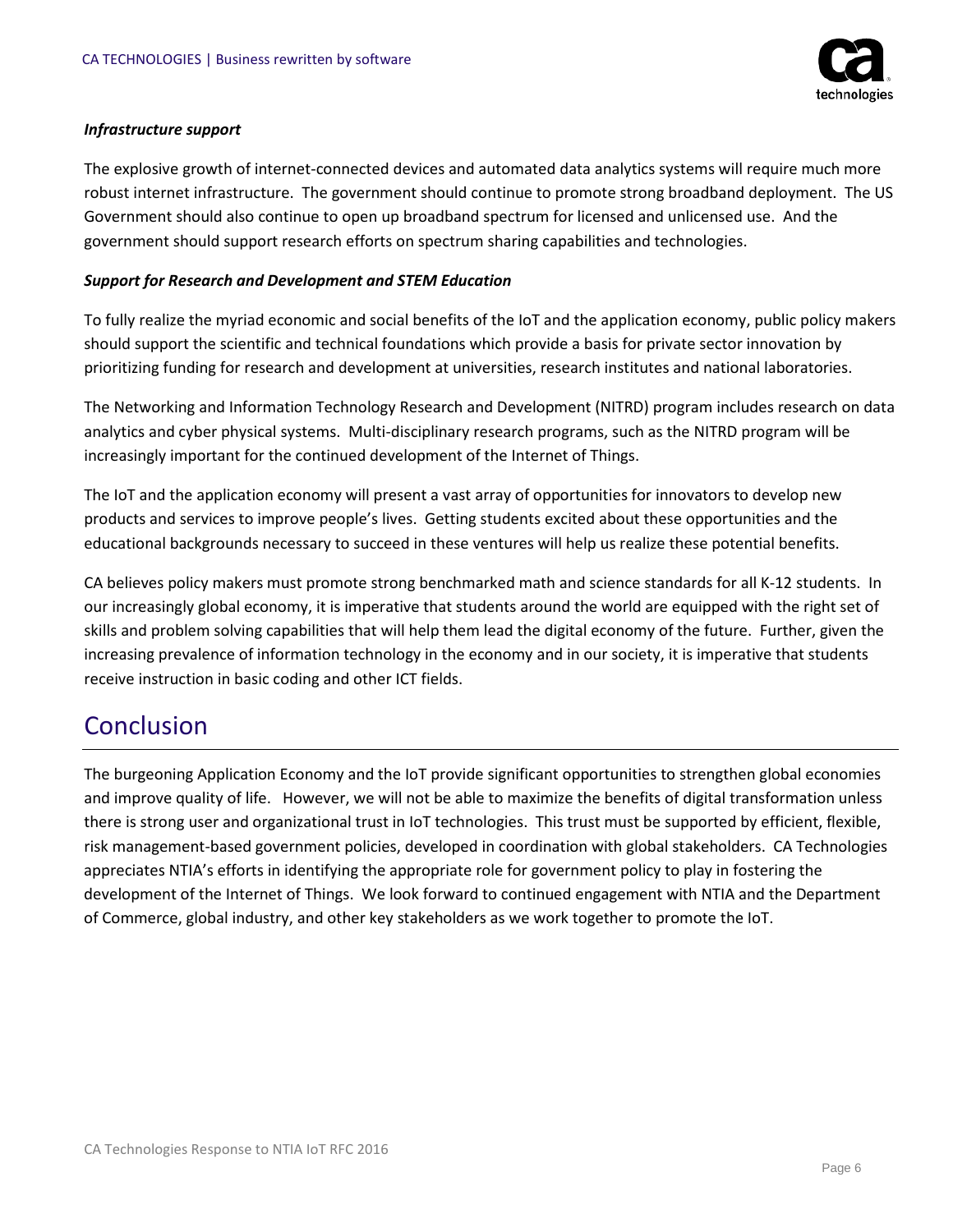***Infrastructure support***

The explosive growth of internet-connected devices and automated data analytics systems will require much more robust internet infrastructure. The government should continue to promote strong broadband deployment. The US Government should also continue to open up broadband spectrum for licensed and unlicensed use. And the government should support research efforts on spectrum sharing capabilities and technologies.

***Support for Research and Development and STEM Education***

To fully realize the myriad economic and social benefits of the IoT and the application economy, public policy makers should support the scientific and technical foundations which provide a basis for private sector innovation by prioritizing funding for research and development at universities, research institutes and national laboratories.

The Networking and Information Technology Research and Development (NITRD) program includes research on data analytics and cyber physical systems. Multi-disciplinary research programs, such as the NITRD program will be increasingly important for the continued development of the Internet of Things.

The IoT and the application economy will present a vast array of opportunities for innovators to develop new products and services to improve people's lives. Getting students excited about these opportunities and the educational backgrounds necessary to succeed in these ventures will help us realize these potential benefits.

CA believes policy makers must promote strong benchmarked math and science standards for all K-12 students. In our increasingly global economy, it is imperative that students around the world are equipped with the right set of skills and problem solving capabilities that will help them lead the digital economy of the future. Further, given the increasing prevalence of information technology in the economy and in our society, it is imperative that students receive instruction in basic coding and other ICT fields.

# Conclusion

The burgeoning Application Economy and the IoT provide significant opportunities to strengthen global economies and improve quality of life. However, we will not be able to maximize the benefits of digital transformation unless there is strong user and organizational trust in IoT technologies. This trust must be supported by efficient, flexible, risk management-based government policies, developed in coordination with global stakeholders. CA Technologies appreciates NTIA's efforts in identifying the appropriate role for government policy to play in fostering the development of the Internet of Things. We look forward to continued engagement with NTIA and the Department of Commerce, global industry, and other key stakeholders as we work together to promote the IoT.